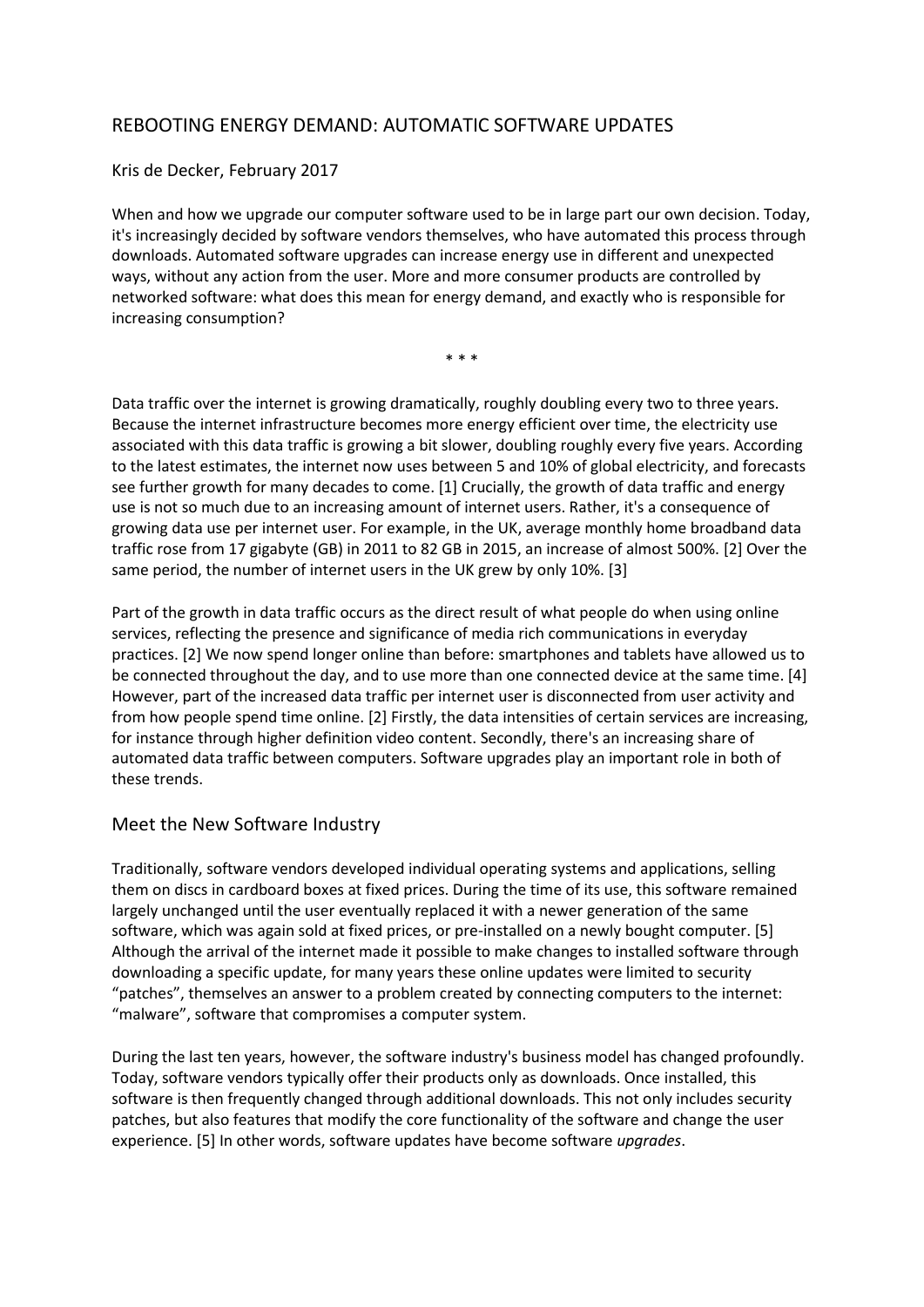# REBOOTING ENERGY DEMAND: AUTOMATIC SOFTWARE UPDATES

Kris de Decker, February 2017

When and how we upgrade our computer software used to be in large part our own decision. Today, it's increasingly decided by software vendors themselves, who have automated this process through downloads. Automated software upgrades can increase energy use in different and unexpected ways, without any action from the user. More and more consumer products are controlled by networked software: what does this mean for energy demand, and exactly who is responsible for increasing consumption?

\* \* \*

Data traffic over the internet is growing dramatically, roughly doubling every two to three years. Because the internet infrastructure becomes more energy efficient over time, the electricity use associated with this data traffic is growing a bit slower, doubling roughly every five years. According to the latest estimates, the internet now uses between 5 and 10% of global electricity, and forecasts see further growth for many decades to come. [1] Crucially, the growth of data traffic and energy use is not so much due to an increasing amount of internet users. Rather, it's a consequence of growing data use per internet user. For example, in the UK, average monthly home broadband data traffic rose from 17 gigabyte (GB) in 2011 to 82 GB in 2015, an increase of almost 500%. [2] Over the same period, the number of internet users in the UK grew by only 10%. [3]

Part of the growth in data traffic occurs as the direct result of what people do when using online services, reflecting the presence and significance of media rich communications in everyday practices. [2] We now spend longer online than before: smartphones and tablets have allowed us to be connected throughout the day, and to use more than one connected device at the same time. [4] However, part of the increased data traffic per internet user is disconnected from user activity and from how people spend time online. [2] Firstly, the data intensities of certain services are increasing, for instance through higher definition video content. Secondly, there's an increasing share of automated data traffic between computers. Software upgrades play an important role in both of these trends.

## Meet the New Software Industry

Traditionally, software vendors developed individual operating systems and applications, selling them on discs in cardboard boxes at fixed prices. During the time of its use, this software remained largely unchanged until the user eventually replaced it with a newer generation of the same software, which was again sold at fixed prices, or pre-installed on a newly bought computer. [5] Although the arrival of the internet made it possible to make changes to installed software through downloading a specific update, for many years these online updates were limited to security "patches", themselves an answer to a problem created by connecting computers to the internet: "malware", software that compromises a computer system.

During the last ten years, however, the software industry's business model has changed profoundly. Today, software vendors typically offer their products only as downloads. Once installed, this software is then frequently changed through additional downloads. This not only includes security patches, but also features that modify the core functionality of the software and change the user experience. [5] In other words, software updates have become software *upgrades*.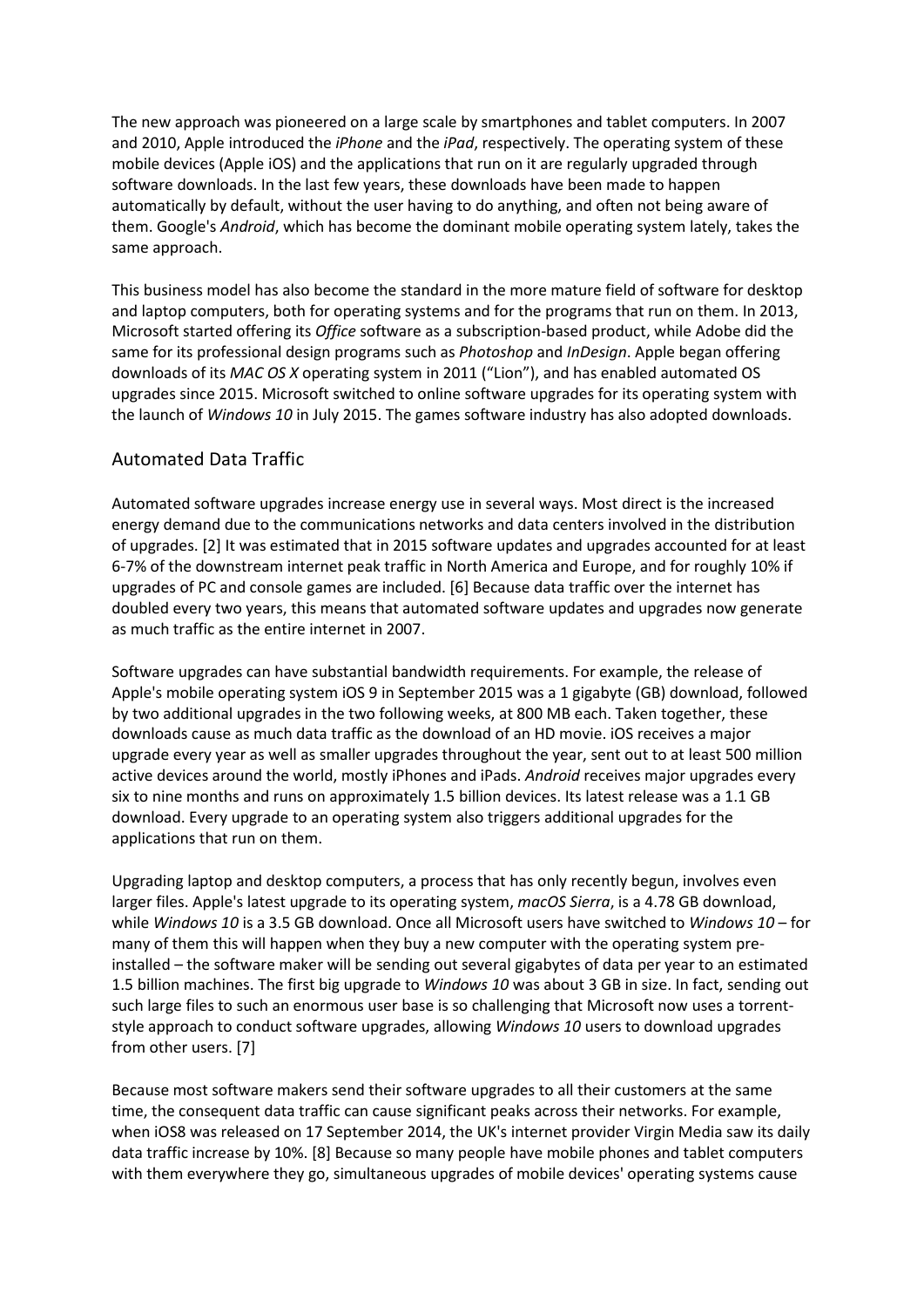The new approach was pioneered on a large scale by smartphones and tablet computers. In 2007 and 2010, Apple introduced the *iPhone* and the *iPad*, respectively. The operating system of these mobile devices (Apple iOS) and the applications that run on it are regularly upgraded through software downloads. In the last few years, these downloads have been made to happen automatically by default, without the user having to do anything, and often not being aware of them. Google's *Android*, which has become the dominant mobile operating system lately, takes the same approach.

This business model has also become the standard in the more mature field of software for desktop and laptop computers, both for operating systems and for the programs that run on them. In 2013, Microsoft started offering its *Office* software as a subscription-based product, while Adobe did the same for its professional design programs such as *Photoshop* and *InDesign*. Apple began offering downloads of its *MAC OS X* operating system in 2011 ("Lion"), and has enabled automated OS upgrades since 2015. Microsoft switched to online software upgrades for its operating system with the launch of *Windows 10* in July 2015. The games software industry has also adopted downloads.

## Automated Data Traffic

Automated software upgrades increase energy use in several ways. Most direct is the increased energy demand due to the communications networks and data centers involved in the distribution of upgrades. [2] It was estimated that in 2015 software updates and upgrades accounted for at least 6-7% of the downstream internet peak traffic in North America and Europe, and for roughly 10% if upgrades of PC and console games are included. [6] Because data traffic over the internet has doubled every two years, this means that automated software updates and upgrades now generate as much traffic as the entire internet in 2007.

Software upgrades can have substantial bandwidth requirements. For example, the release of Apple's mobile operating system iOS 9 in September 2015 was a 1 gigabyte (GB) download, followed by two additional upgrades in the two following weeks, at 800 MB each. Taken together, these downloads cause as much data traffic as the download of an HD movie. iOS receives a major upgrade every year as well as smaller upgrades throughout the year, sent out to at least 500 million active devices around the world, mostly iPhones and iPads. *Android* receives major upgrades every six to nine months and runs on approximately 1.5 billion devices. Its latest release was a 1.1 GB download. Every upgrade to an operating system also triggers additional upgrades for the applications that run on them.

Upgrading laptop and desktop computers, a process that has only recently begun, involves even larger files. Apple's latest upgrade to its operating system, *macOS Sierra*, is a 4.78 GB download, while *Windows 10* is a 3.5 GB download. Once all Microsoft users have switched to *Windows 10* – for many of them this will happen when they buy a new computer with the operating system pre-installed – the software maker will be sending out several gigabytes of data per year to an estimated 1.5 billion machines. The first big upgrade to *Windows 10* was about 3 GB in size. In fact, sending out such large files to such an enormous user base is so challenging that Microsoft now uses a torrent-style approach to conduct software upgrades, allowing *Windows 10* users to download upgrades from other users. [7]

Because most software makers send their software upgrades to all their customers at the same time, the consequent data traffic can cause significant peaks across their networks. For example, when iOS8 was released on 17 September 2014, the UK's internet provider Virgin Media saw its daily data traffic increase by 10%. [8] Because so many people have mobile phones and tablet computers with them everywhere they go, simultaneous upgrades of mobile devices' operating systems cause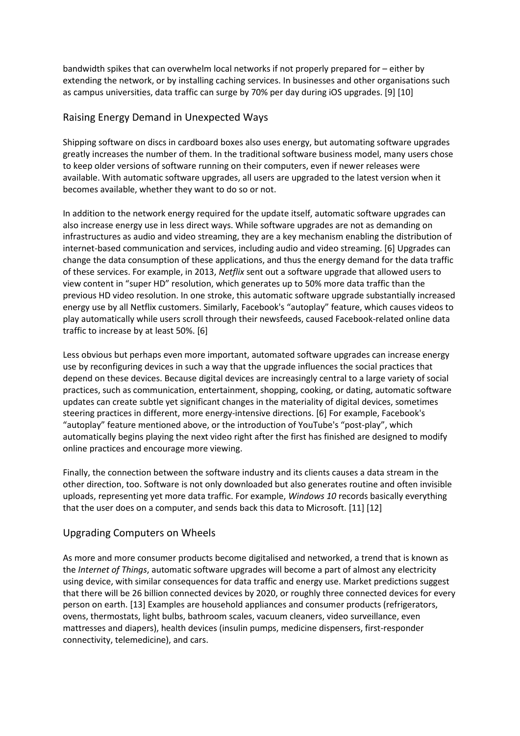bandwidth spikes that can overwhelm local networks if not properly prepared for – either by extending the network, or by installing caching services. In businesses and other organisations such as campus universities, data traffic can surge by 70% per day during iOS upgrades. [9] [10]

## Raising Energy Demand in Unexpected Ways

Shipping software on discs in cardboard boxes also uses energy, but automating software upgrades greatly increases the number of them. In the traditional software business model, many users chose to keep older versions of software running on their computers, even if newer releases were available. With automatic software upgrades, all users are upgraded to the latest version when it becomes available, whether they want to do so or not.

In addition to the network energy required for the update itself, automatic software upgrades can also increase energy use in less direct ways. While software upgrades are not as demanding on infrastructures as audio and video streaming, they are a key mechanism enabling the distribution of internet-based communication and services, including audio and video streaming. [6] Upgrades can change the data consumption of these applications, and thus the energy demand for the data traffic of these services. For example, in 2013, *Netflix* sent out a software upgrade that allowed users to view content in "super HD" resolution, which generates up to 50% more data traffic than the previous HD video resolution. In one stroke, this automatic software upgrade substantially increased energy use by all Netflix customers. Similarly, Facebook's "autoplay" feature, which causes videos to play automatically while users scroll through their newsfeeds, caused Facebook-related online data traffic to increase by at least 50%. [6]

Less obvious but perhaps even more important, automated software upgrades can increase energy use by reconfiguring devices in such a way that the upgrade influences the social practices that depend on these devices. Because digital devices are increasingly central to a large variety of social practices, such as communication, entertainment, shopping, cooking, or dating, automatic software updates can create subtle yet significant changes in the materiality of digital devices, sometimes steering practices in different, more energy-intensive directions. [6] For example, Facebook's "autoplay" feature mentioned above, or the introduction of YouTube's "post-play", which automatically begins playing the next video right after the first has finished are designed to modify online practices and encourage more viewing.

Finally, the connection between the software industry and its clients causes a data stream in the other direction, too. Software is not only downloaded but also generates routine and often invisible uploads, representing yet more data traffic. For example, *Windows 10* records basically everything that the user does on a computer, and sends back this data to Microsoft. [11] [12]

## Upgrading Computers on Wheels

As more and more consumer products become digitalised and networked, a trend that is known as the *Internet of Things*, automatic software upgrades will become a part of almost any electricity using device, with similar consequences for data traffic and energy use. Market predictions suggest that there will be 26 billion connected devices by 2020, or roughly three connected devices for every person on earth. [13] Examples are household appliances and consumer products (refrigerators, ovens, thermostats, light bulbs, bathroom scales, vacuum cleaners, video surveillance, even mattresses and diapers), health devices (insulin pumps, medicine dispensers, first-responder connectivity, telemedicine), and cars.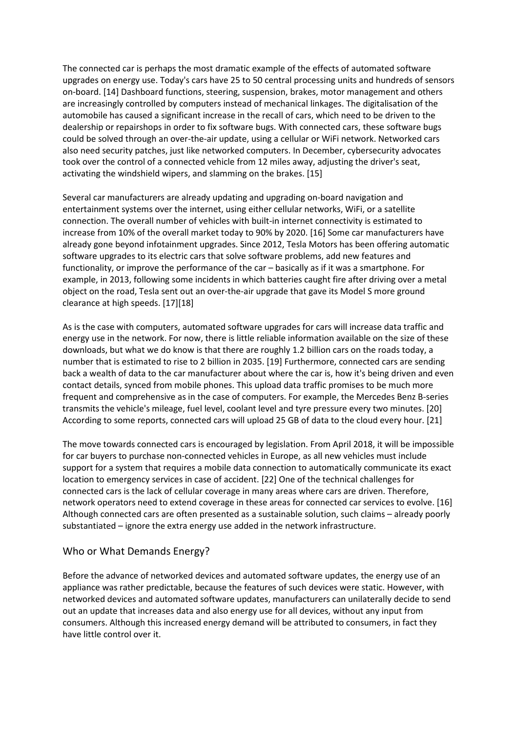The connected car is perhaps the most dramatic example of the effects of automated software upgrades on energy use. Today's cars have 25 to 50 central processing units and hundreds of sensors on-board. [14] Dashboard functions, steering, suspension, brakes, motor management and others are increasingly controlled by computers instead of mechanical linkages. The digitalisation of the automobile has caused a significant increase in the recall of cars, which need to be driven to the dealership or repairshops in order to fix software bugs. With connected cars, these software bugs could be solved through an over-the-air update, using a cellular or WiFi network. Networked cars also need security patches, just like networked computers. In December, cybersecurity advocates took over the control of a connected vehicle from 12 miles away, adjusting the driver's seat, activating the windshield wipers, and slamming on the brakes. [15]

Several car manufacturers are already updating and upgrading on-board navigation and entertainment systems over the internet, using either cellular networks, WiFi, or a satellite connection. The overall number of vehicles with built-in internet connectivity is estimated to increase from 10% of the overall market today to 90% by 2020. [16] Some car manufacturers have already gone beyond infotainment upgrades. Since 2012, Tesla Motors has been offering automatic software upgrades to its electric cars that solve software problems, add new features and functionality, or improve the performance of the car – basically as if it was a smartphone. For example, in 2013, following some incidents in which batteries caught fire after driving over a metal object on the road, Tesla sent out an over-the-air upgrade that gave its Model S more ground clearance at high speeds. [17][18]

As is the case with computers, automated software upgrades for cars will increase data traffic and energy use in the network. For now, there is little reliable information available on the size of these downloads, but what we do know is that there are roughly 1.2 billion cars on the roads today, a number that is estimated to rise to 2 billion in 2035. [19] Furthermore, connected cars are sending back a wealth of data to the car manufacturer about where the car is, how it's being driven and even contact details, synced from mobile phones. This upload data traffic promises to be much more frequent and comprehensive as in the case of computers. For example, the Mercedes Benz B-series transmits the vehicle's mileage, fuel level, coolant level and tyre pressure every two minutes. [20] According to some reports, connected cars will upload 25 GB of data to the cloud every hour. [21]

The move towards connected cars is encouraged by legislation. From April 2018, it will be impossible for car buyers to purchase non-connected vehicles in Europe, as all new vehicles must include support for a system that requires a mobile data connection to automatically communicate its exact location to emergency services in case of accident. [22] One of the technical challenges for connected cars is the lack of cellular coverage in many areas where cars are driven. Therefore, network operators need to extend coverage in these areas for connected car services to evolve. [16] Although connected cars are often presented as a sustainable solution, such claims – already poorly substantiated – ignore the extra energy use added in the network infrastructure.

## Who or What Demands Energy?

Before the advance of networked devices and automated software updates, the energy use of an appliance was rather predictable, because the features of such devices were static. However, with networked devices and automated software updates, manufacturers can unilaterally decide to send out an update that increases data and also energy use for all devices, without any input from consumers. Although this increased energy demand will be attributed to consumers, in fact they have little control over it.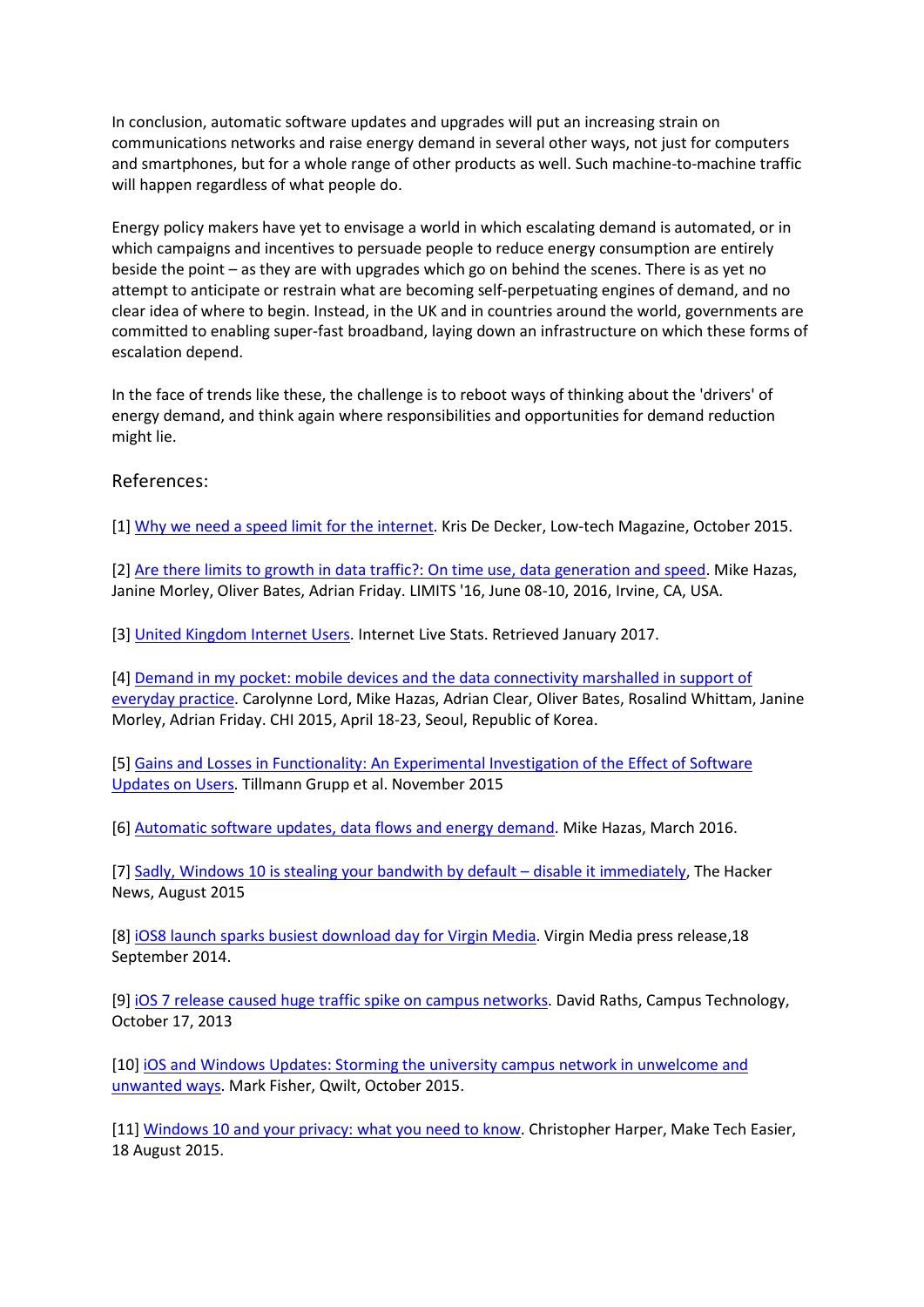In conclusion, automatic software updates and upgrades will put an increasing strain on communications networks and raise energy demand in several other ways, not just for computers and smartphones, but for a whole range of other products as well. Such machine-to-machine traffic will happen regardless of what people do.

Energy policy makers have yet to envisage a world in which escalating demand is automated, or in which campaigns and incentives to persuade people to reduce energy consumption are entirely beside the point – as they are with upgrades which go on behind the scenes. There is as yet no attempt to anticipate or restrain what are becoming self-perpetuating engines of demand, and no clear idea of where to begin. Instead, in the UK and in countries around the world, governments are committed to enabling super-fast broadband, laying down an infrastructure on which these forms of escalation depend.

In the face of trends like these, the challenge is to reboot ways of thinking about the 'drivers' of energy demand, and think again where responsibilities and opportunities for demand reduction might lie.

## References:

[1] Why we need a speed limit for the internet. Kris De Decker, Low-tech Magazine, October 2015.

[2] Are there limits to growth in data traffic?: On time use, data generation and speed. Mike Hazas, Janine Morley, Oliver Bates, Adrian Friday. LIMITS '16, June 08-10, 2016, Irvine, CA, USA.

[3] United Kingdom Internet Users. Internet Live Stats. Retrieved January 2017.

[4] Demand in my pocket: mobile devices and the data connectivity marshalled in support of everyday practice. Carolynne Lord, Mike Hazas, Adrian Clear, Oliver Bates, Rosalind Whittam, Janine Morley, Adrian Friday. CHI 2015, April 18-23, Seoul, Republic of Korea.

[5] Gains and Losses in Functionality: An Experimental Investigation of the Effect of Software Updates on Users. Tillmann Grupp et al. November 2015

[6] Automatic software updates, data flows and energy demand. Mike Hazas, March 2016.

[7] Sadly, Windows 10 is stealing your bandwith by default – disable it immediately, The Hacker News, August 2015

[8] iOS8 launch sparks busiest download day for Virgin Media. Virgin Media press release,18 September 2014.

[9] iOS 7 release caused huge traffic spike on campus networks. David Raths, Campus Technology, October 17, 2013

[10] iOS and Windows Updates: Storming the university campus network in unwelcome and unwanted ways. Mark Fisher, Qwilt, October 2015.

[11] Windows 10 and your privacy: what you need to know. Christopher Harper, Make Tech Easier, 18 August 2015.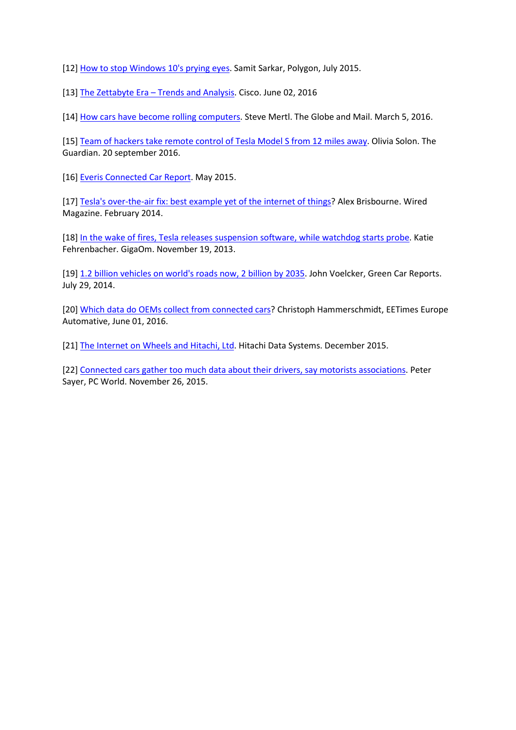[12] How to stop Windows 10's prying eyes. Samit Sarkar, Polygon, July 2015.

[13] The Zettabyte Era – Trends and Analysis. Cisco. June 02, 2016

[14] How cars have become rolling computers. Steve Mertl. The Globe and Mail. March 5, 2016.

[15] Team of hackers take remote control of Tesla Model S from 12 miles away. Olivia Solon. The Guardian. 20 september 2016.

[16] Everis Connected Car Report. May 2015.

[17] Tesla's over-the-air fix: best example yet of the internet of things? Alex Brisbourne. Wired Magazine. February 2014.

[18] In the wake of fires, Tesla releases suspension software, while watchdog starts probe. Katie Fehrenbacher. GigaOm. November 19, 2013.

[19] 1.2 billion vehicles on world's roads now, 2 billion by 2035. John Voelcker, Green Car Reports. July 29, 2014.

[20] Which data do OEMs collect from connected cars? Christoph Hammerschmidt, EETimes Europe Automative, June 01, 2016.

[21] The Internet on Wheels and Hitachi, Ltd. Hitachi Data Systems. December 2015.

[22] Connected cars gather too much data about their drivers, say motorists associations. Peter Sayer, PC World. November 26, 2015.